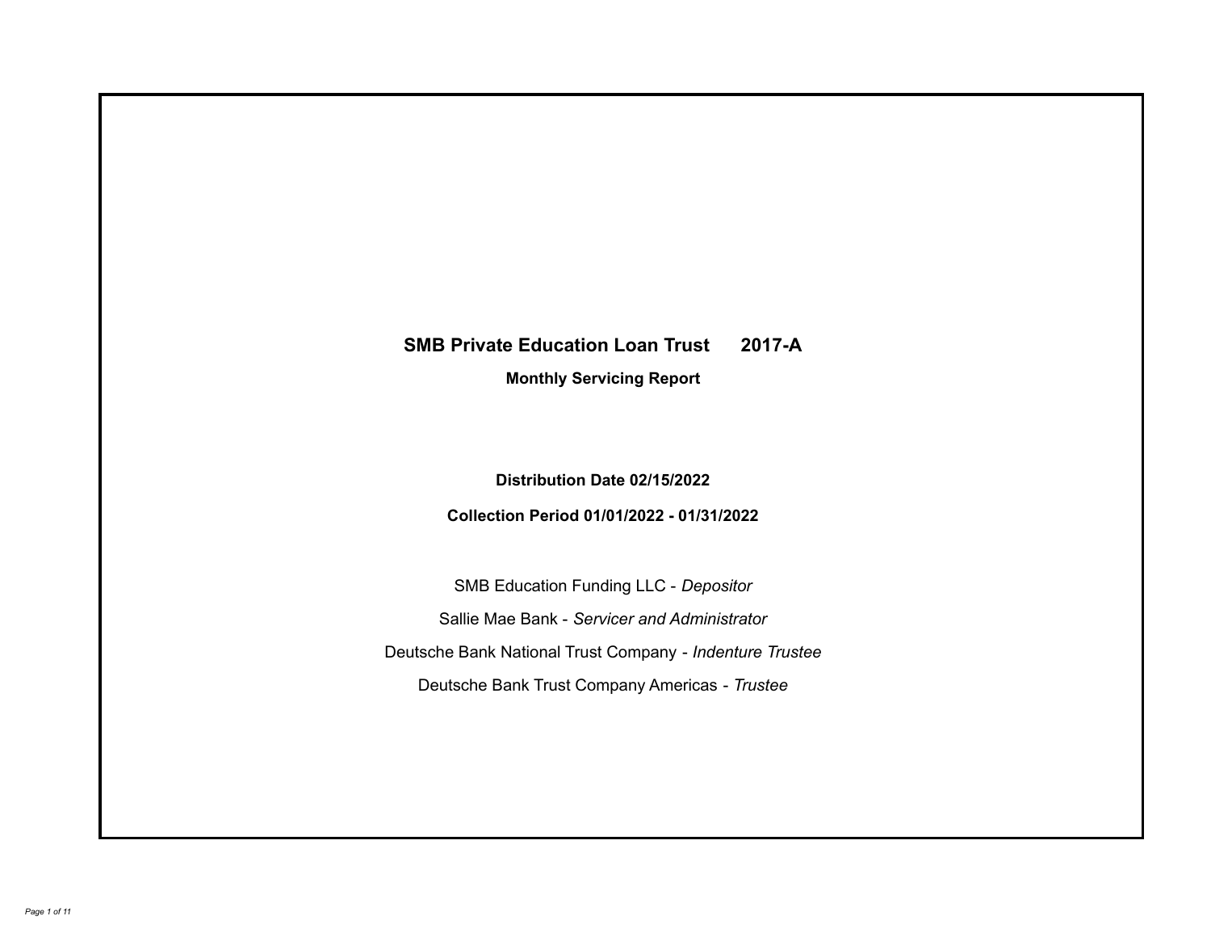# SMB Private Education Loan Trust 2017-A

## Monthly Servicing Report

**Distribution Date 02/15/2022**

**Collection Period 01/01/2022 - 01/31/2022**

SMB Education Funding LLC - *Depositor*

Sallie Mae Bank - *Servicer and Administrator*

Deutsche Bank National Trust Company - *Indenture Trustee*

Deutsche Bank Trust Company Americas - *Trustee*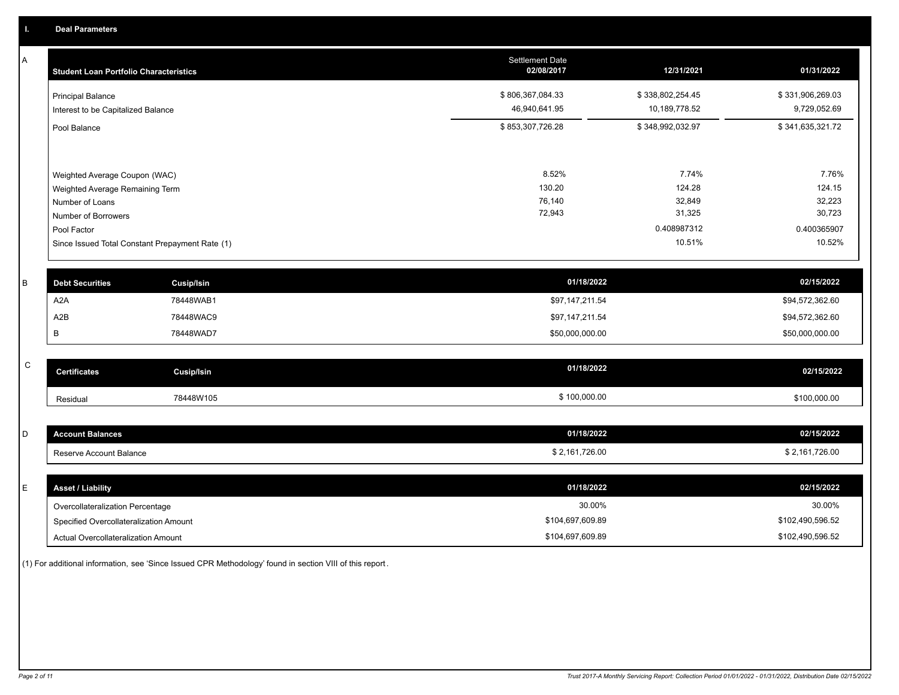## I. Deal Parameters

### A

| Student Loan Portfolio Characteristics | Settlement Date 02/08/2017 | 12/31/2021 | 01/31/2022 |
|---|---|---|---|
| Principal Balance | $ 806,367,084.33 | $ 338,802,254.45 | $ 331,906,269.03 |
| Interest to be Capitalized Balance | 46,940,641.95 | 10,189,778.52 | 9,729,052.69 |
| Pool Balance | $ 853,307,726.28 | $ 348,992,032.97 | $ 341,635,321.72 |
| Weighted Average Coupon (WAC) | 8.52% | 7.74% | 7.76% |
| Weighted Average Remaining Term | 130.20 | 124.28 | 124.15 |
| Number of Loans | 76,140 | 32,849 | 32,223 |
| Number of Borrowers | 72,943 | 31,325 | 30,723 |
| Pool Factor | | 0.408987312 | 0.400365907 |
| Since Issued Total Constant Prepayment Rate (1) | | 10.51% | 10.52% |

### B

| Debt Securities | Cusip/Isin | 01/18/2022 | 02/15/2022 |
|---|---|---|---|
| A2A | 78448WAB1 | $97,147,211.54 | $94,572,362.60 |
| A2B | 78448WAC9 | $97,147,211.54 | $94,572,362.60 |
| B | 78448WAD7 | $50,000,000.00 | $50,000,000.00 |

### C

| Certificates | Cusip/Isin | 01/18/2022 | 02/15/2022 |
|---|---|---|---|
| Residual | 78448W105 | $ 100,000.00 | $100,000.00 |

### D

| Account Balances | 01/18/2022 | 02/15/2022 |
|---|---|---|
| Reserve Account Balance | $ 2,161,726.00 | $ 2,161,726.00 |

### E

| Asset / Liability | 01/18/2022 | 02/15/2022 |
|---|---|---|
| Overcollateralization Percentage | 30.00% | 30.00% |
| Specified Overcollateralization Amount | $104,697,609.89 | $102,490,596.52 |
| Actual Overcollateralization Amount | $104,697,609.89 | $102,490,596.52 |

(1) For additional information, see 'Since Issued CPR Methodology' found in section VIII of this report.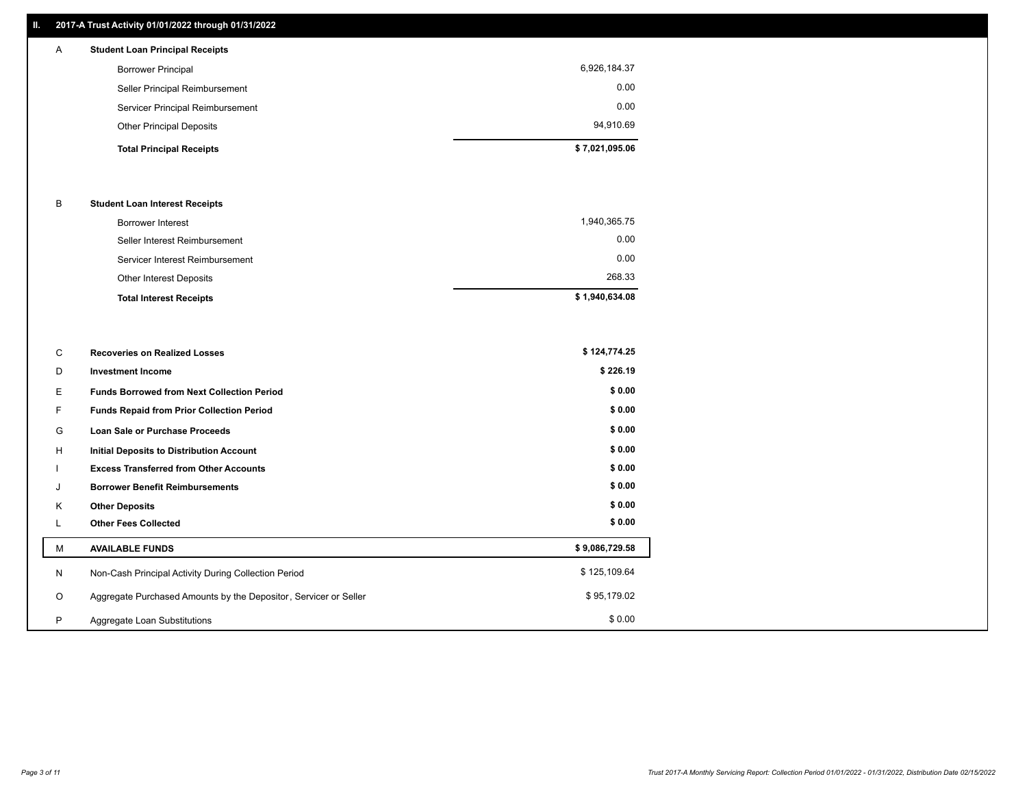## II. 2017-A Trust Activity 01/01/2022 through 01/31/2022

| | | |
|---|---|---|
| A | **Student Loan Principal Receipts** | |
| | Borrower Principal | 6,926,184.37 |
| | Seller Principal Reimbursement | 0.00 |
| | Servicer Principal Reimbursement | 0.00 |
| | Other Principal Deposits | 94,910.69 |
| | **Total Principal Receipts** | **$ 7,021,095.06** |
| B | **Student Loan Interest Receipts** | |
| | Borrower Interest | 1,940,365.75 |
| | Seller Interest Reimbursement | 0.00 |
| | Servicer Interest Reimbursement | 0.00 |
| | Other Interest Deposits | 268.33 |
| | **Total Interest Receipts** | **$ 1,940,634.08** |
| C | **Recoveries on Realized Losses** | **$ 124,774.25** |
| D | **Investment Income** | **$ 226.19** |
| E | **Funds Borrowed from Next Collection Period** | **$ 0.00** |
| F | **Funds Repaid from Prior Collection Period** | **$ 0.00** |
| G | **Loan Sale or Purchase Proceeds** | **$ 0.00** |
| H | **Initial Deposits to Distribution Account** | **$ 0.00** |
| I | **Excess Transferred from Other Accounts** | **$ 0.00** |
| J | **Borrower Benefit Reimbursements** | **$ 0.00** |
| K | **Other Deposits** | **$ 0.00** |
| L | **Other Fees Collected** | **$ 0.00** |
| M | **AVAILABLE FUNDS** | **$ 9,086,729.58** |
| N | Non-Cash Principal Activity During Collection Period | $ 125,109.64 |
| O | Aggregate Purchased Amounts by the Depositor, Servicer or Seller | $ 95,179.02 |
| P | Aggregate Loan Substitutions | $ 0.00 |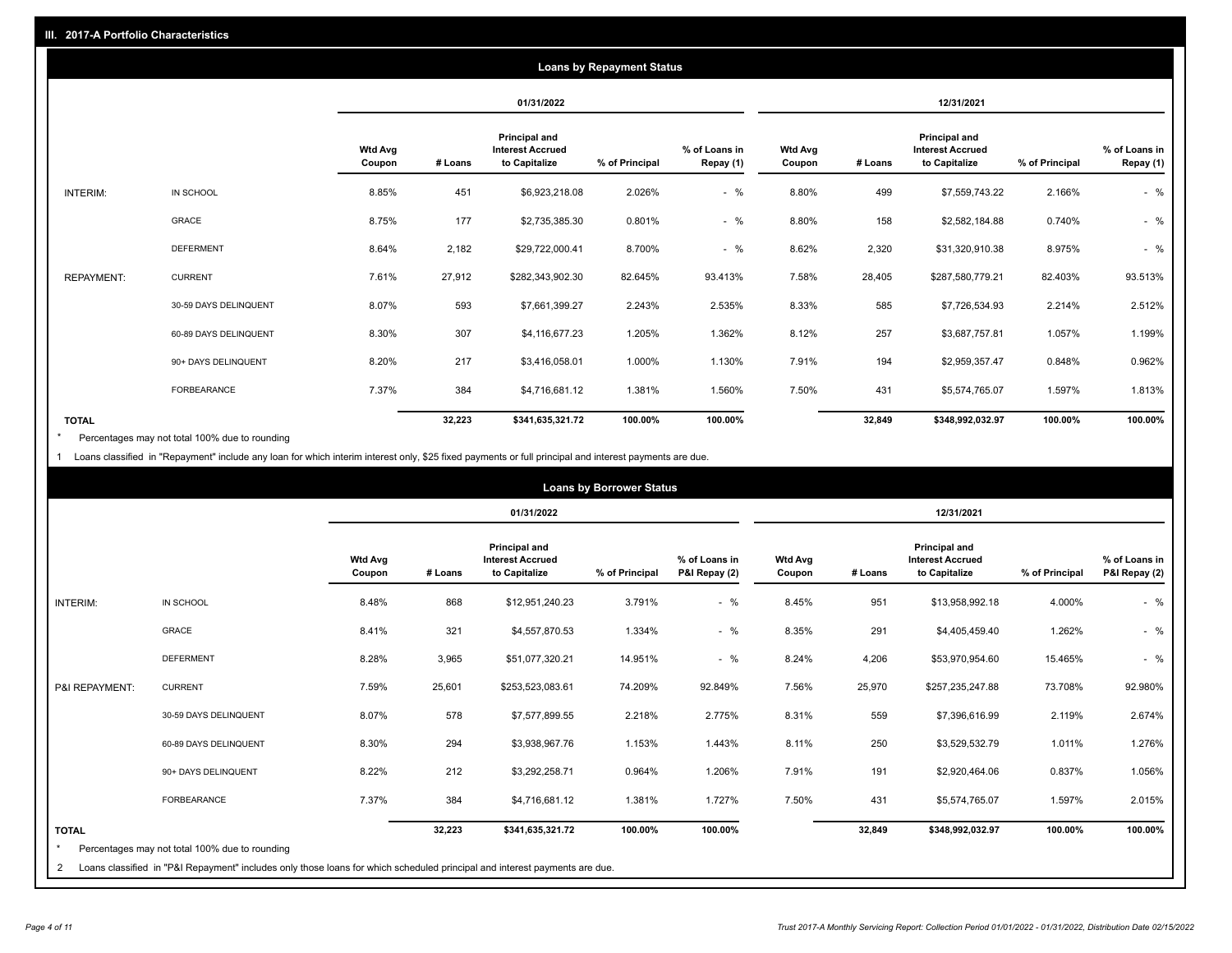## III. 2017-A Portfolio Characteristics

### Loans by Repayment Status

| | | 01/31/2022 | | | | | 12/31/2021 | | | | |
|---|---|---|---|---|---|---|---|---|---|---|---|
| | | Wtd Avg Coupon | # Loans | Principal and Interest Accrued to Capitalize | % of Principal | % of Loans in Repay (1) | Wtd Avg Coupon | # Loans | Principal and Interest Accrued to Capitalize | % of Principal | % of Loans in Repay (1) |
| INTERIM: | IN SCHOOL | 8.85% | 451 | $6,923,218.08 | 2.026% | - % | 8.80% | 499 | $7,559,743.22 | 2.166% | - % |
| | GRACE | 8.75% | 177 | $2,735,385.30 | 0.801% | - % | 8.80% | 158 | $2,582,184.88 | 0.740% | - % |
| | DEFERMENT | 8.64% | 2,182 | $29,722,000.41 | 8.700% | - % | 8.62% | 2,320 | $31,320,910.38 | 8.975% | - % |
| REPAYMENT: | CURRENT | 7.61% | 27,912 | $282,343,902.30 | 82.645% | 93.413% | 7.58% | 28,405 | $287,580,779.21 | 82.403% | 93.513% |
| | 30-59 DAYS DELINQUENT | 8.07% | 593 | $7,661,399.27 | 2.243% | 2.535% | 8.33% | 585 | $7,726,534.93 | 2.214% | 2.512% |
| | 60-89 DAYS DELINQUENT | 8.30% | 307 | $4,116,677.23 | 1.205% | 1.362% | 8.12% | 257 | $3,687,757.81 | 1.057% | 1.199% |
| | 90+ DAYS DELINQUENT | 8.20% | 217 | $3,416,058.01 | 1.000% | 1.130% | 7.91% | 194 | $2,959,357.47 | 0.848% | 0.962% |
| | FORBEARANCE | 7.37% | 384 | $4,716,681.12 | 1.381% | 1.560% | 7.50% | 431 | $5,574,765.07 | 1.597% | 1.813% |
| **TOTAL** | | | **32,223** | **$341,635,321.72** | **100.00%** | **100.00%** | | **32,849** | **$348,992,032.97** | **100.00%** | **100.00%** |

* Percentages may not total 100% due to rounding

1 Loans classified in "Repayment" include any loan for which interim interest only, $25 fixed payments or full principal and interest payments are due.

### Loans by Borrower Status

| | | 01/31/2022 | | | | | 12/31/2021 | | | | |
|---|---|---|---|---|---|---|---|---|---|---|---|
| | | Wtd Avg Coupon | # Loans | Principal and Interest Accrued to Capitalize | % of Principal | % of Loans in P&I Repay (2) | Wtd Avg Coupon | # Loans | Principal and Interest Accrued to Capitalize | % of Principal | % of Loans in P&I Repay (2) |
| INTERIM: | IN SCHOOL | 8.48% | 868 | $12,951,240.23 | 3.791% | - % | 8.45% | 951 | $13,958,992.18 | 4.000% | - % |
| | GRACE | 8.41% | 321 | $4,557,870.53 | 1.334% | - % | 8.35% | 291 | $4,405,459.40 | 1.262% | - % |
| | DEFERMENT | 8.28% | 3,965 | $51,077,320.21 | 14.951% | - % | 8.24% | 4,206 | $53,970,954.60 | 15.465% | - % |
| P&I REPAYMENT: | CURRENT | 7.59% | 25,601 | $253,523,083.61 | 74.209% | 92.849% | 7.56% | 25,970 | $257,235,247.88 | 73.708% | 92.980% |
| | 30-59 DAYS DELINQUENT | 8.07% | 578 | $7,577,899.55 | 2.218% | 2.775% | 8.31% | 559 | $7,396,616.99 | 2.119% | 2.674% |
| | 60-89 DAYS DELINQUENT | 8.30% | 294 | $3,938,967.76 | 1.153% | 1.443% | 8.11% | 250 | $3,529,532.79 | 1.011% | 1.276% |
| | 90+ DAYS DELINQUENT | 8.22% | 212 | $3,292,258.71 | 0.964% | 1.206% | 7.91% | 191 | $2,920,464.06 | 0.837% | 1.056% |
| | FORBEARANCE | 7.37% | 384 | $4,716,681.12 | 1.381% | 1.727% | 7.50% | 431 | $5,574,765.07 | 1.597% | 2.015% |
| **TOTAL** | | | **32,223** | **$341,635,321.72** | **100.00%** | **100.00%** | | **32,849** | **$348,992,032.97** | **100.00%** | **100.00%** |

* Percentages may not total 100% due to rounding

2 Loans classified in "P&I Repayment" includes only those loans for which scheduled principal and interest payments are due.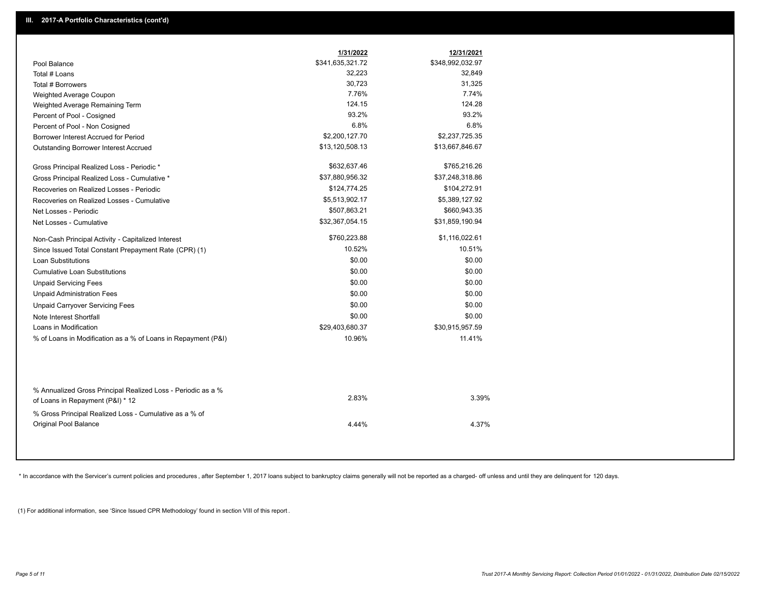## III. 2017-A Portfolio Characteristics (cont'd)

| | 1/31/2022 | 12/31/2021 |
|---|---|---|
| Pool Balance | $341,635,321.72 | $348,992,032.97 |
| Total # Loans | 32,223 | 32,849 |
| Total # Borrowers | 30,723 | 31,325 |
| Weighted Average Coupon | 7.76% | 7.74% |
| Weighted Average Remaining Term | 124.15 | 124.28 |
| Percent of Pool - Cosigned | 93.2% | 93.2% |
| Percent of Pool - Non Cosigned | 6.8% | 6.8% |
| Borrower Interest Accrued for Period | $2,200,127.70 | $2,237,725.35 |
| Outstanding Borrower Interest Accrued | $13,120,508.13 | $13,667,846.67 |
| Gross Principal Realized Loss - Periodic * | $632,637.46 | $765,216.26 |
| Gross Principal Realized Loss - Cumulative * | $37,880,956.32 | $37,248,318.86 |
| Recoveries on Realized Losses - Periodic | $124,774.25 | $104,272.91 |
| Recoveries on Realized Losses - Cumulative | $5,513,902.17 | $5,389,127.92 |
| Net Losses - Periodic | $507,863.21 | $660,943.35 |
| Net Losses - Cumulative | $32,367,054.15 | $31,859,190.94 |
| Non-Cash Principal Activity - Capitalized Interest | $760,223.88 | $1,116,022.61 |
| Since Issued Total Constant Prepayment Rate (CPR) (1) | 10.52% | 10.51% |
| Loan Substitutions | $0.00 | $0.00 |
| Cumulative Loan Substitutions | $0.00 | $0.00 |
| Unpaid Servicing Fees | $0.00 | $0.00 |
| Unpaid Administration Fees | $0.00 | $0.00 |
| Unpaid Carryover Servicing Fees | $0.00 | $0.00 |
| Note Interest Shortfall | $0.00 | $0.00 |
| Loans in Modification | $29,403,680.37 | $30,915,957.59 |
| % of Loans in Modification as a % of Loans in Repayment (P&I) | 10.96% | 11.41% |
| % Annualized Gross Principal Realized Loss - Periodic as a % of Loans in Repayment (P&I) * 12 | 2.83% | 3.39% |
| % Gross Principal Realized Loss - Cumulative as a % of Original Pool Balance | 4.44% | 4.37% |

* In accordance with the Servicer's current policies and procedures , after September 1, 2017 loans subject to bankruptcy claims generally will not be reported as a charged- off unless and until they are delinquent for 120 days.

(1) For additional information, see 'Since Issued CPR Methodology' found in section VIII of this report .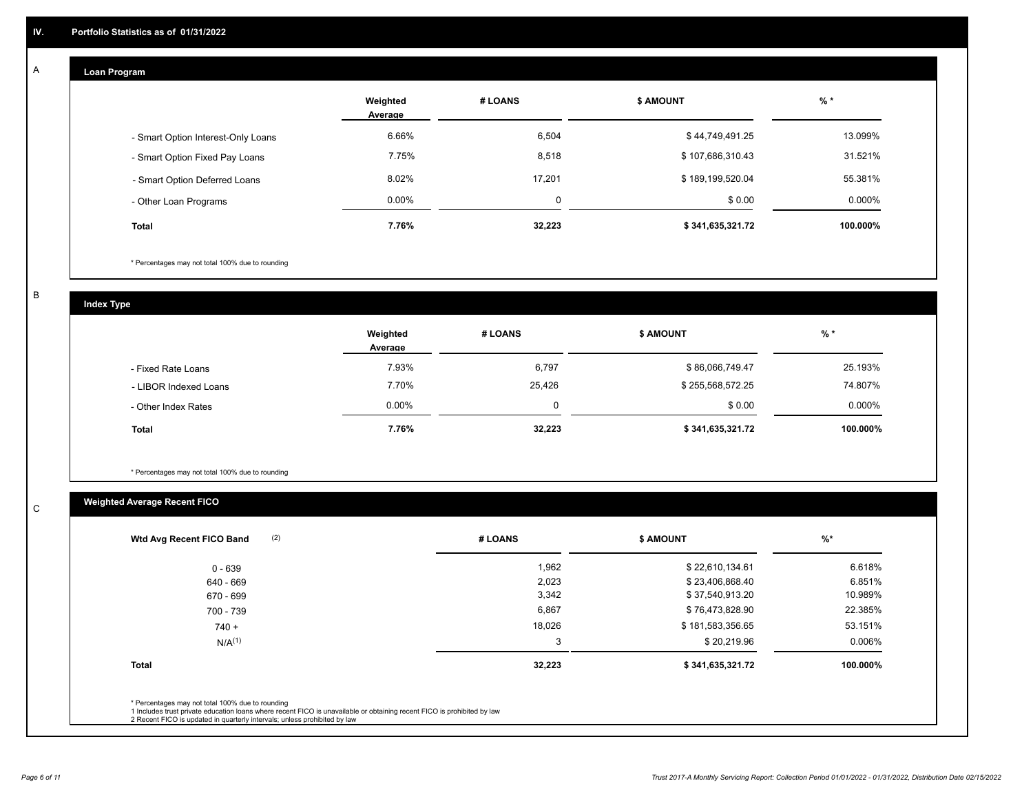## IV. Portfolio Statistics as of 01/31/2022

### A — Loan Program

| | Weighted Average | # LOANS | $ AMOUNT | % * |
|---|---|---|---|---|
| - Smart Option Interest-Only Loans | 6.66% | 6,504 | $ 44,749,491.25 | 13.099% |
| - Smart Option Fixed Pay Loans | 7.75% | 8,518 | $ 107,686,310.43 | 31.521% |
| - Smart Option Deferred Loans | 8.02% | 17,201 | $ 189,199,520.04 | 55.381% |
| - Other Loan Programs | 0.00% | 0 | $ 0.00 | 0.000% |
| **Total** | **7.76%** | **32,223** | **$ 341,635,321.72** | **100.000%** |

* Percentages may not total 100% due to rounding

### B — Index Type

| | Weighted Average | # LOANS | $ AMOUNT | % * |
|---|---|---|---|---|
| - Fixed Rate Loans | 7.93% | 6,797 | $ 86,066,749.47 | 25.193% |
| - LIBOR Indexed Loans | 7.70% | 25,426 | $ 255,568,572.25 | 74.807% |
| - Other Index Rates | 0.00% | 0 | $ 0.00 | 0.000% |
| **Total** | **7.76%** | **32,223** | **$ 341,635,321.72** | **100.000%** |

* Percentages may not total 100% due to rounding

### C — Weighted Average Recent FICO

| Wtd Avg Recent FICO Band (2) | # LOANS | $ AMOUNT | %* |
|---|---|---|---|
| 0 - 639 | 1,962 | $ 22,610,134.61 | 6.618% |
| 640 - 669 | 2,023 | $ 23,406,868.40 | 6.851% |
| 670 - 699 | 3,342 | $ 37,540,913.20 | 10.989% |
| 700 - 739 | 6,867 | $ 76,473,828.90 | 22.385% |
| 740 + | 18,026 | $ 181,583,356.65 | 53.151% |
| N/A(1) | 3 | $ 20,219.96 | 0.006% |
| **Total** | **32,223** | **$ 341,635,321.72** | **100.000%** |

* Percentages may not total 100% due to rounding
1 Includes trust private education loans where recent FICO is unavailable or obtaining recent FICO is prohibited by law
2 Recent FICO is updated in quarterly intervals; unless prohibited by law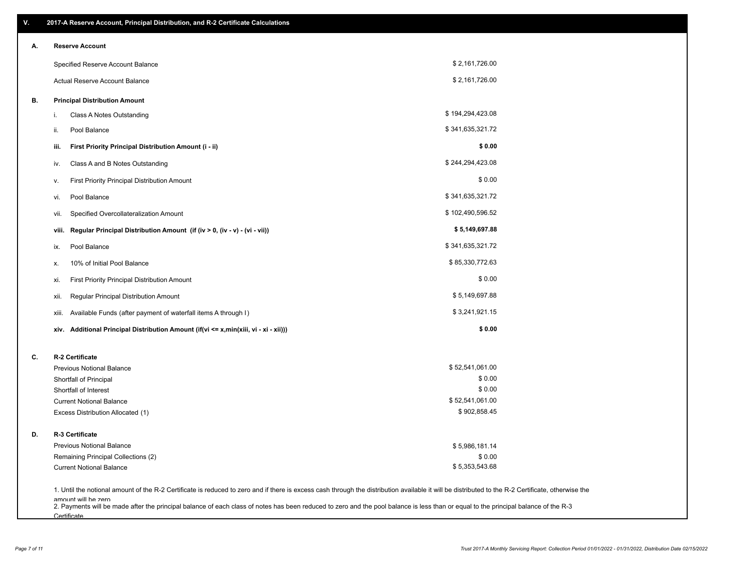## V. 2017-A Reserve Account, Principal Distribution, and R-2 Certificate Calculations

### A. Reserve Account

| | |
|---|---|
| Specified Reserve Account Balance | $ 2,161,726.00 |
| Actual Reserve Account Balance | $ 2,161,726.00 |

### B. Principal Distribution Amount

| | | |
|---|---|---|
| i. | Class A Notes Outstanding | $ 194,294,423.08 |
| ii. | Pool Balance | $ 341,635,321.72 |
| **iii.** | **First Priority Principal Distribution Amount (i - ii)** | **$ 0.00** |
| iv. | Class A and B Notes Outstanding | $ 244,294,423.08 |
| v. | First Priority Principal Distribution Amount | $ 0.00 |
| vi. | Pool Balance | $ 341,635,321.72 |
| vii. | Specified Overcollateralization Amount | $ 102,490,596.52 |
| **viii.** | **Regular Principal Distribution Amount (if (iv > 0, (iv - v) - (vi - vii))** | **$ 5,149,697.88** |
| ix. | Pool Balance | $ 341,635,321.72 |
| x. | 10% of Initial Pool Balance | $ 85,330,772.63 |
| xi. | First Priority Principal Distribution Amount | $ 0.00 |
| xii. | Regular Principal Distribution Amount | $ 5,149,697.88 |
| xiii. | Available Funds (after payment of waterfall items A through I) | $ 3,241,921.15 |
| **xiv.** | **Additional Principal Distribution Amount (if(vi <= x,min(xiii, vi - xi - xii)))** | **$ 0.00** |

### C. R-2 Certificate

| | |
|---|---|
| Previous Notional Balance | $ 52,541,061.00 |
| Shortfall of Principal | $ 0.00 |
| Shortfall of Interest | $ 0.00 |
| Current Notional Balance | $ 52,541,061.00 |
| Excess Distribution Allocated (1) | $ 902,858.45 |

### D. R-3 Certificate

| | |
|---|---|
| Previous Notional Balance | $ 5,986,181.14 |
| Remaining Principal Collections (2) | $ 0.00 |
| Current Notional Balance | $ 5,353,543.68 |

1. Until the notional amount of the R-2 Certificate is reduced to zero and if there is excess cash through the distribution available it will be distributed to the R-2 Certificate, otherwise the amount will be zero

2. Payments will be made after the principal balance of each class of notes has been reduced to zero and the pool balance is less than or equal to the principal balance of the R-3 Certificate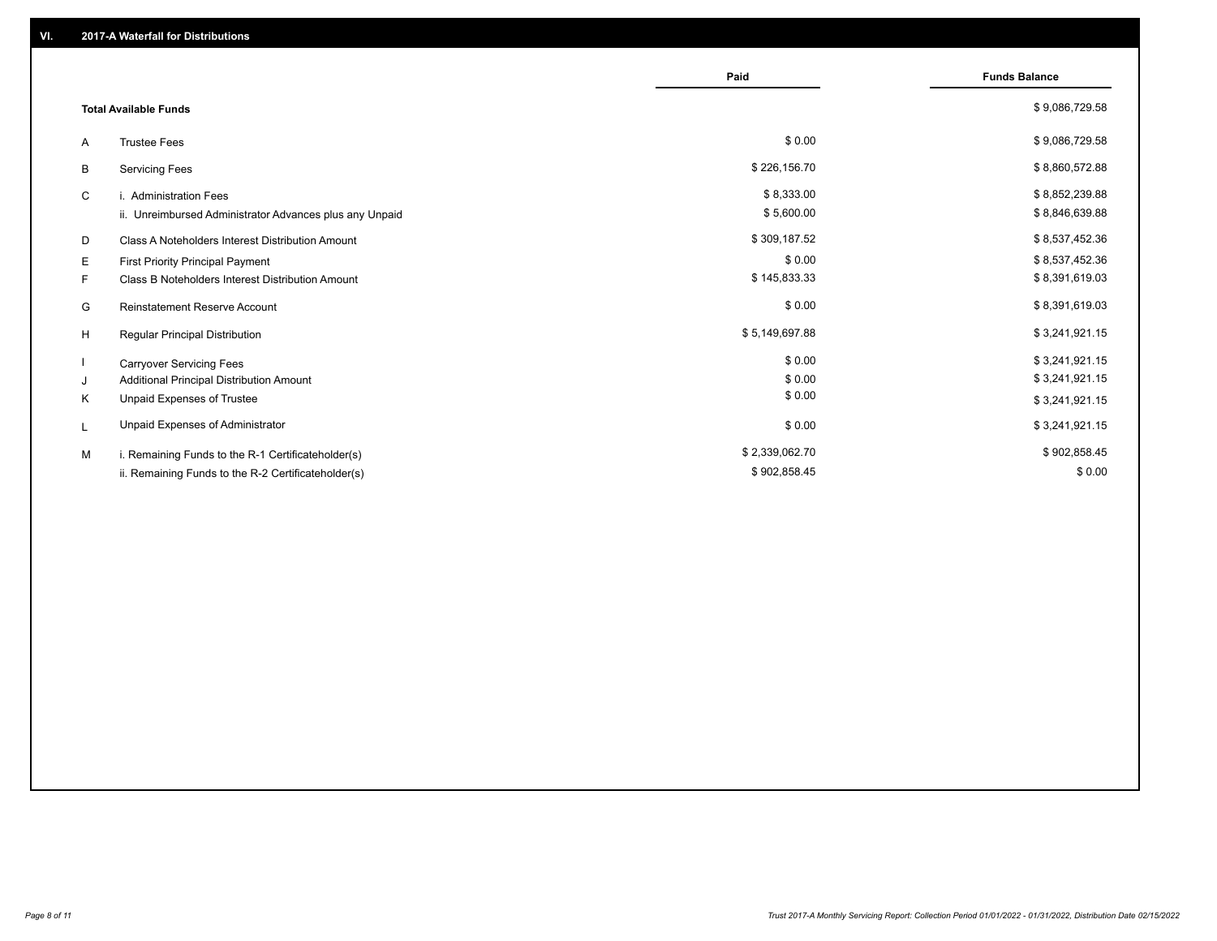## VI. 2017-A Waterfall for Distributions

| | | Paid | Funds Balance |
|---|---|---|---|
| | **Total Available Funds** | | $ 9,086,729.58 |
| A | Trustee Fees | $ 0.00 | $ 9,086,729.58 |
| B | Servicing Fees | $ 226,156.70 | $ 8,860,572.88 |
| C | i. Administration Fees | $ 8,333.00 | $ 8,852,239.88 |
| | ii. Unreimbursed Administrator Advances plus any Unpaid | $ 5,600.00 | $ 8,846,639.88 |
| D | Class A Noteholders Interest Distribution Amount | $ 309,187.52 | $ 8,537,452.36 |
| E | First Priority Principal Payment | $ 0.00 | $ 8,537,452.36 |
| F | Class B Noteholders Interest Distribution Amount | $ 145,833.33 | $ 8,391,619.03 |
| G | Reinstatement Reserve Account | $ 0.00 | $ 8,391,619.03 |
| H | Regular Principal Distribution | $ 5,149,697.88 | $ 3,241,921.15 |
| I | Carryover Servicing Fees | $ 0.00 | $ 3,241,921.15 |
| J | Additional Principal Distribution Amount | $ 0.00 | $ 3,241,921.15 |
| K | Unpaid Expenses of Trustee | $ 0.00 | $ 3,241,921.15 |
| L | Unpaid Expenses of Administrator | $ 0.00 | $ 3,241,921.15 |
| M | i. Remaining Funds to the R-1 Certificateholder(s) | $ 2,339,062.70 | $ 902,858.45 |
| | ii. Remaining Funds to the R-2 Certificateholder(s) | $ 902,858.45 | $ 0.00 |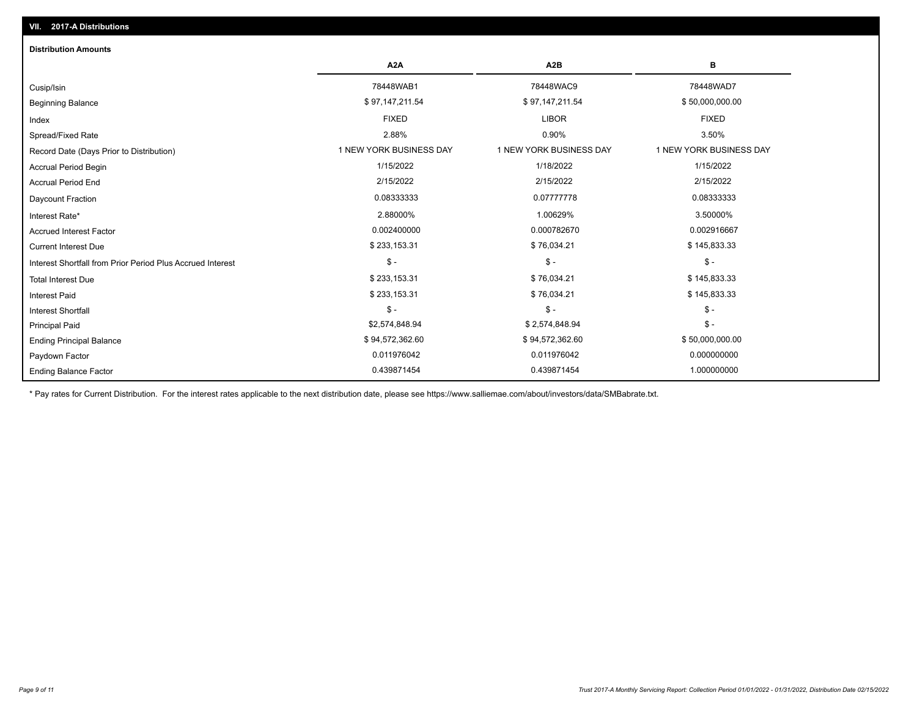## VII. 2017-A Distributions

### Distribution Amounts

| | A2A | A2B | B |
|---|---|---|---|
| Cusip/Isin | 78448WAB1 | 78448WAC9 | 78448WAD7 |
| Beginning Balance | $ 97,147,211.54 | $ 97,147,211.54 | $ 50,000,000.00 |
| Index | FIXED | LIBOR | FIXED |
| Spread/Fixed Rate | 2.88% | 0.90% | 3.50% |
| Record Date (Days Prior to Distribution) | 1 NEW YORK BUSINESS DAY | 1 NEW YORK BUSINESS DAY | 1 NEW YORK BUSINESS DAY |
| Accrual Period Begin | 1/15/2022 | 1/18/2022 | 1/15/2022 |
| Accrual Period End | 2/15/2022 | 2/15/2022 | 2/15/2022 |
| Daycount Fraction | 0.08333333 | 0.07777778 | 0.08333333 |
| Interest Rate* | 2.88000% | 1.00629% | 3.50000% |
| Accrued Interest Factor | 0.002400000 | 0.000782670 | 0.002916667 |
| Current Interest Due | $ 233,153.31 | $ 76,034.21 | $ 145,833.33 |
| Interest Shortfall from Prior Period Plus Accrued Interest | $ - | $ - | $ - |
| Total Interest Due | $ 233,153.31 | $ 76,034.21 | $ 145,833.33 |
| Interest Paid | $ 233,153.31 | $ 76,034.21 | $ 145,833.33 |
| Interest Shortfall | $ - | $ - | $ - |
| Principal Paid | $2,574,848.94 | $ 2,574,848.94 | $ - |
| Ending Principal Balance | $ 94,572,362.60 | $ 94,572,362.60 | $ 50,000,000.00 |
| Paydown Factor | 0.011976042 | 0.011976042 | 0.000000000 |
| Ending Balance Factor | 0.439871454 | 0.439871454 | 1.000000000 |

* Pay rates for Current Distribution. For the interest rates applicable to the next distribution date, please see https://www.salliemae.com/about/investors/data/SMBabrate.txt.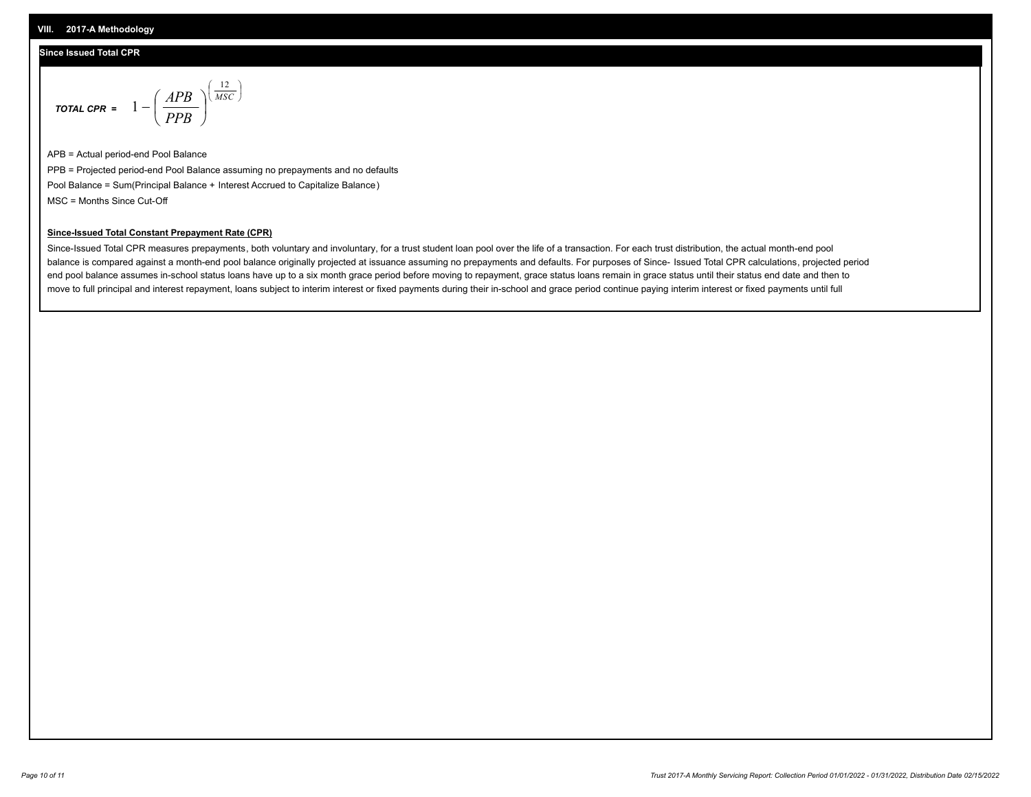## VIII. 2017-A Methodology

### Since Issued Total CPR

$$\textit{TOTAL CPR} = 1 - \left( \frac{APB}{PPB} \right)^{\left( \frac{12}{MSC} \right)}$$

APB = Actual period-end Pool Balance

PPB = Projected period-end Pool Balance assuming no prepayments and no defaults

Pool Balance = Sum(Principal Balance + Interest Accrued to Capitalize Balance)

MSC = Months Since Cut-Off

**Since-Issued Total Constant Prepayment Rate (CPR)**

Since-Issued Total CPR measures prepayments, both voluntary and involuntary, for a trust student loan pool over the life of a transaction. For each trust distribution, the actual month-end pool balance is compared against a month-end pool balance originally projected at issuance assuming no prepayments and defaults. For purposes of Since- Issued Total CPR calculations, projected period end pool balance assumes in-school status loans have up to a six month grace period before moving to repayment, grace status loans remain in grace status until their status end date and then to move to full principal and interest repayment, loans subject to interim interest or fixed payments during their in-school and grace period continue paying interim interest or fixed payments until full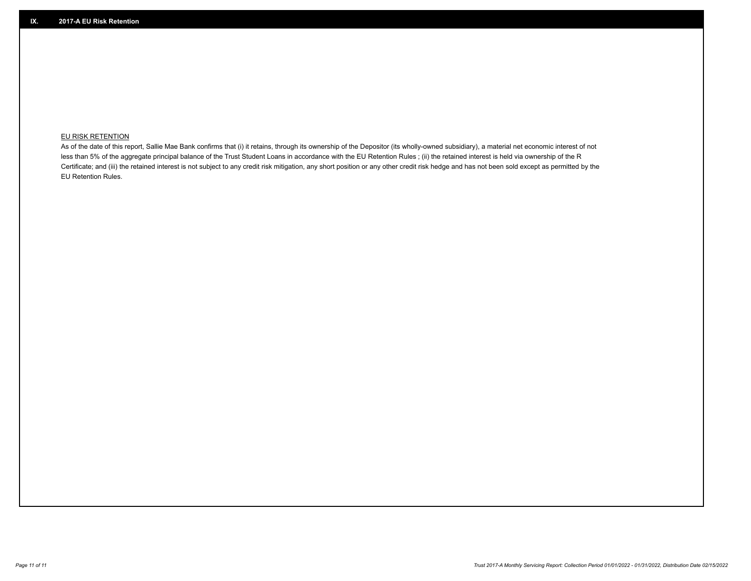## IX. 2017-A EU Risk Retention

EU RISK RETENTION

As of the date of this report, Sallie Mae Bank confirms that (i) it retains, through its ownership of the Depositor (its wholly-owned subsidiary), a material net economic interest of not less than 5% of the aggregate principal balance of the Trust Student Loans in accordance with the EU Retention Rules ; (ii) the retained interest is held via ownership of the R Certificate; and (iii) the retained interest is not subject to any credit risk mitigation, any short position or any other credit risk hedge and has not been sold except as permitted by the EU Retention Rules.